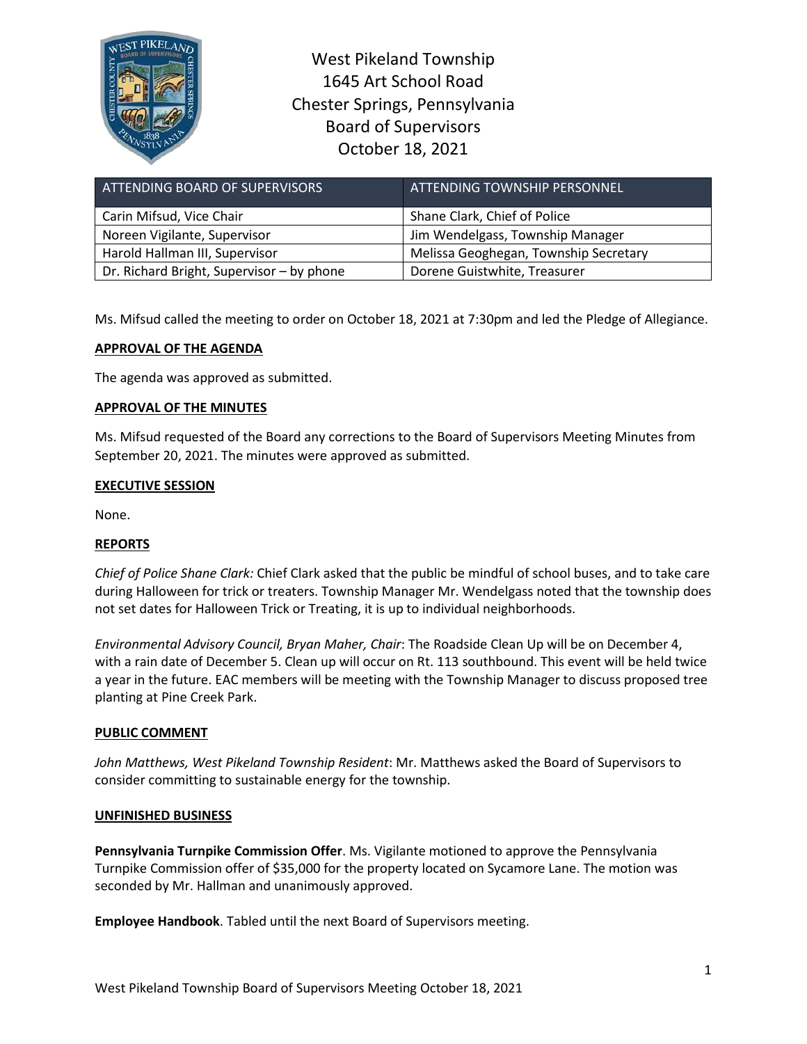# West Pikeland Township
## 1645 Art School Road
## Chester Springs, Pennsylvania
## Board of Supervisors
## October 18, 2021

| ATTENDING BOARD OF SUPERVISORS | ATTENDING TOWNSHIP PERSONNEL |
|---|---|
| Carin Mifsud, Vice Chair | Shane Clark, Chief of Police |
| Noreen Vigilante, Supervisor | Jim Wendelgass, Township Manager |
| Harold Hallman III, Supervisor | Melissa Geoghegan, Township Secretary |
| Dr. Richard Bright, Supervisor – by phone | Dorene Guistwhite, Treasurer |

Ms. Mifsud called the meeting to order on October 18, 2021 at 7:30pm and led the Pledge of Allegiance.

**APPROVAL OF THE AGENDA**

The agenda was approved as submitted.

**APPROVAL OF THE MINUTES**

Ms. Mifsud requested of the Board any corrections to the Board of Supervisors Meeting Minutes from September 20, 2021. The minutes were approved as submitted.

**EXECUTIVE SESSION**

None.

**REPORTS**

*Chief of Police Shane Clark:* Chief Clark asked that the public be mindful of school buses, and to take care during Halloween for trick or treaters. Township Manager Mr. Wendelgass noted that the township does not set dates for Halloween Trick or Treating, it is up to individual neighborhoods.

*Environmental Advisory Council, Bryan Maher, Chair*: The Roadside Clean Up will be on December 4, with a rain date of December 5. Clean up will occur on Rt. 113 southbound. This event will be held twice a year in the future. EAC members will be meeting with the Township Manager to discuss proposed tree planting at Pine Creek Park.

**PUBLIC COMMENT**

*John Matthews, West Pikeland Township Resident*: Mr. Matthews asked the Board of Supervisors to consider committing to sustainable energy for the township.

**UNFINISHED BUSINESS**

**Pennsylvania Turnpike Commission Offer**. Ms. Vigilante motioned to approve the Pennsylvania Turnpike Commission offer of $35,000 for the property located on Sycamore Lane. The motion was seconded by Mr. Hallman and unanimously approved.

**Employee Handbook**. Tabled until the next Board of Supervisors meeting.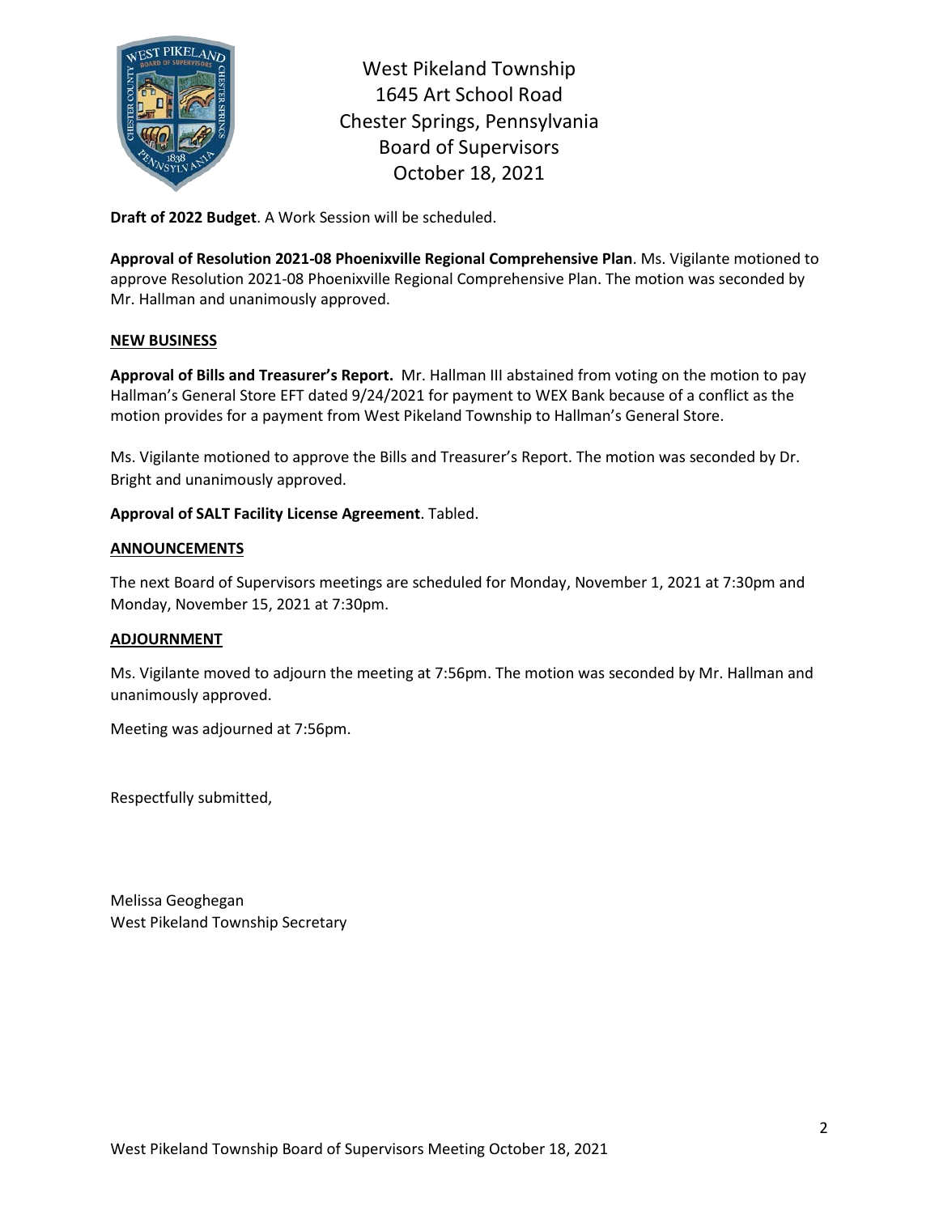**Draft of 2022 Budget**. A Work Session will be scheduled.

**Approval of Resolution 2021-08 Phoenixville Regional Comprehensive Plan**. Ms. Vigilante motioned to approve Resolution 2021-08 Phoenixville Regional Comprehensive Plan. The motion was seconded by Mr. Hallman and unanimously approved.

## NEW BUSINESS

**Approval of Bills and Treasurer's Report.** Mr. Hallman III abstained from voting on the motion to pay Hallman's General Store EFT dated 9/24/2021 for payment to WEX Bank because of a conflict as the motion provides for a payment from West Pikeland Township to Hallman's General Store.

Ms. Vigilante motioned to approve the Bills and Treasurer's Report. The motion was seconded by Dr. Bright and unanimously approved.

**Approval of SALT Facility License Agreement**. Tabled.

## ANNOUNCEMENTS

The next Board of Supervisors meetings are scheduled for Monday, November 1, 2021 at 7:30pm and Monday, November 15, 2021 at 7:30pm.

## ADJOURNMENT

Ms. Vigilante moved to adjourn the meeting at 7:56pm. The motion was seconded by Mr. Hallman and unanimously approved.

Meeting was adjourned at 7:56pm.

Respectfully submitted,

Melissa Geoghegan
West Pikeland Township Secretary